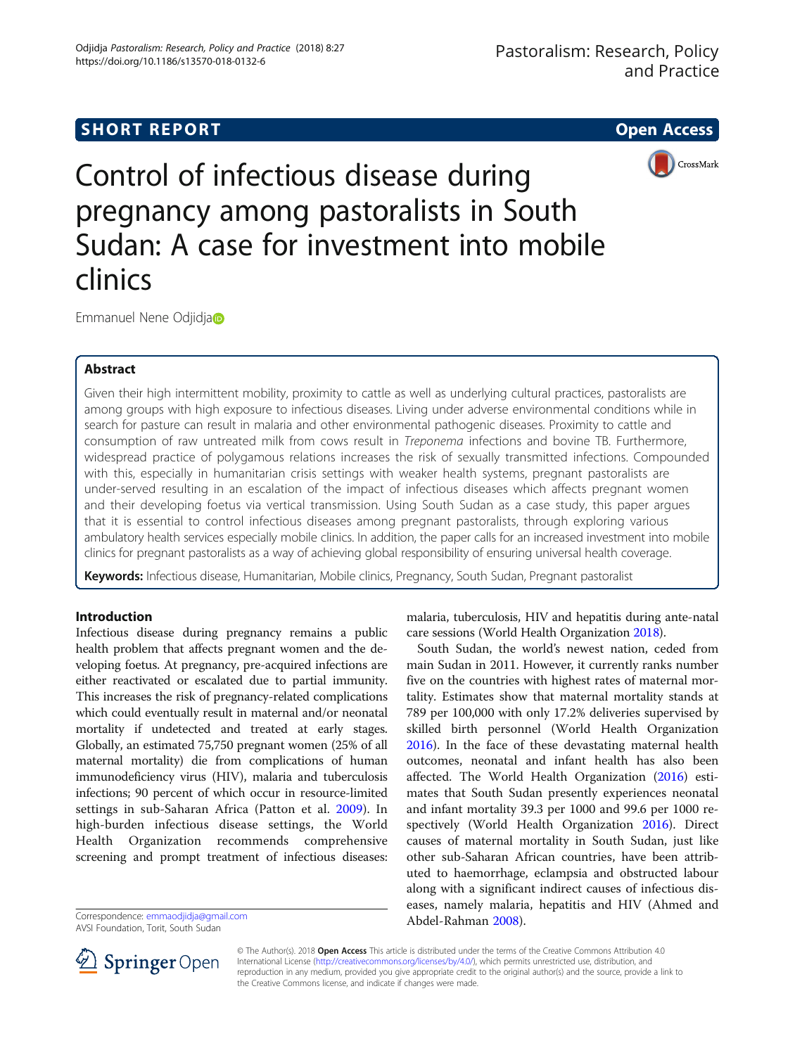SHORT REPORT

Open Access

# Control of infectious disease during pregnancy among pastoralists in South Sudan: A case for investment into mobile clinics

Emmanuel Nene Odjidja

## Abstract

Given their high intermittent mobility, proximity to cattle as well as underlying cultural practices, pastoralists are among groups with high exposure to infectious diseases. Living under adverse environmental conditions while in search for pasture can result in malaria and other environmental pathogenic diseases. Proximity to cattle and consumption of raw untreated milk from cows result in *Treponema* infections and bovine TB. Furthermore, widespread practice of polygamous relations increases the risk of sexually transmitted infections. Compounded with this, especially in humanitarian crisis settings with weaker health systems, pregnant pastoralists are under-served resulting in an escalation of the impact of infectious diseases which affects pregnant women and their developing foetus via vertical transmission. Using South Sudan as a case study, this paper argues that it is essential to control infectious diseases among pregnant pastoralists, through exploring various ambulatory health services especially mobile clinics. In addition, the paper calls for an increased investment into mobile clinics for pregnant pastoralists as a way of achieving global responsibility of ensuring universal health coverage.

**Keywords:** Infectious disease, Humanitarian, Mobile clinics, Pregnancy, South Sudan, Pregnant pastoralist

## Introduction

Infectious disease during pregnancy remains a public health problem that affects pregnant women and the developing foetus. At pregnancy, pre-acquired infections are either reactivated or escalated due to partial immunity. This increases the risk of pregnancy-related complications which could eventually result in maternal and/or neonatal mortality if undetected and treated at early stages. Globally, an estimated 75,750 pregnant women (25% of all maternal mortality) die from complications of human immunodeficiency virus (HIV), malaria and tuberculosis infections; 90 percent of which occur in resource-limited settings in sub-Saharan Africa (Patton et al. 2009). In high-burden infectious disease settings, the World Health Organization recommends comprehensive screening and prompt treatment of infectious diseases: malaria, tuberculosis, HIV and hepatitis during ante-natal care sessions (World Health Organization 2018).

South Sudan, the world's newest nation, ceded from main Sudan in 2011. However, it currently ranks number five on the countries with highest rates of maternal mortality. Estimates show that maternal mortality stands at 789 per 100,000 with only 17.2% deliveries supervised by skilled birth personnel (World Health Organization 2016). In the face of these devastating maternal health outcomes, neonatal and infant health has also been affected. The World Health Organization (2016) estimates that South Sudan presently experiences neonatal and infant mortality 39.3 per 1000 and 99.6 per 1000 respectively (World Health Organization 2016). Direct causes of maternal mortality in South Sudan, just like other sub-Saharan African countries, have been attributed to haemorrhage, eclampsia and obstructed labour along with a significant indirect causes of infectious diseases, namely malaria, hepatitis and HIV (Ahmed and Abdel-Rahman 2008).

Correspondence: emmaodjidja@gmail.com
AVSI Foundation, Torit, South Sudan

© The Author(s). 2018 **Open Access** This article is distributed under the terms of the Creative Commons Attribution 4.0 International License (http://creativecommons.org/licenses/by/4.0/), which permits unrestricted use, distribution, and reproduction in any medium, provided you give appropriate credit to the original author(s) and the source, provide a link to the Creative Commons license, and indicate if changes were made.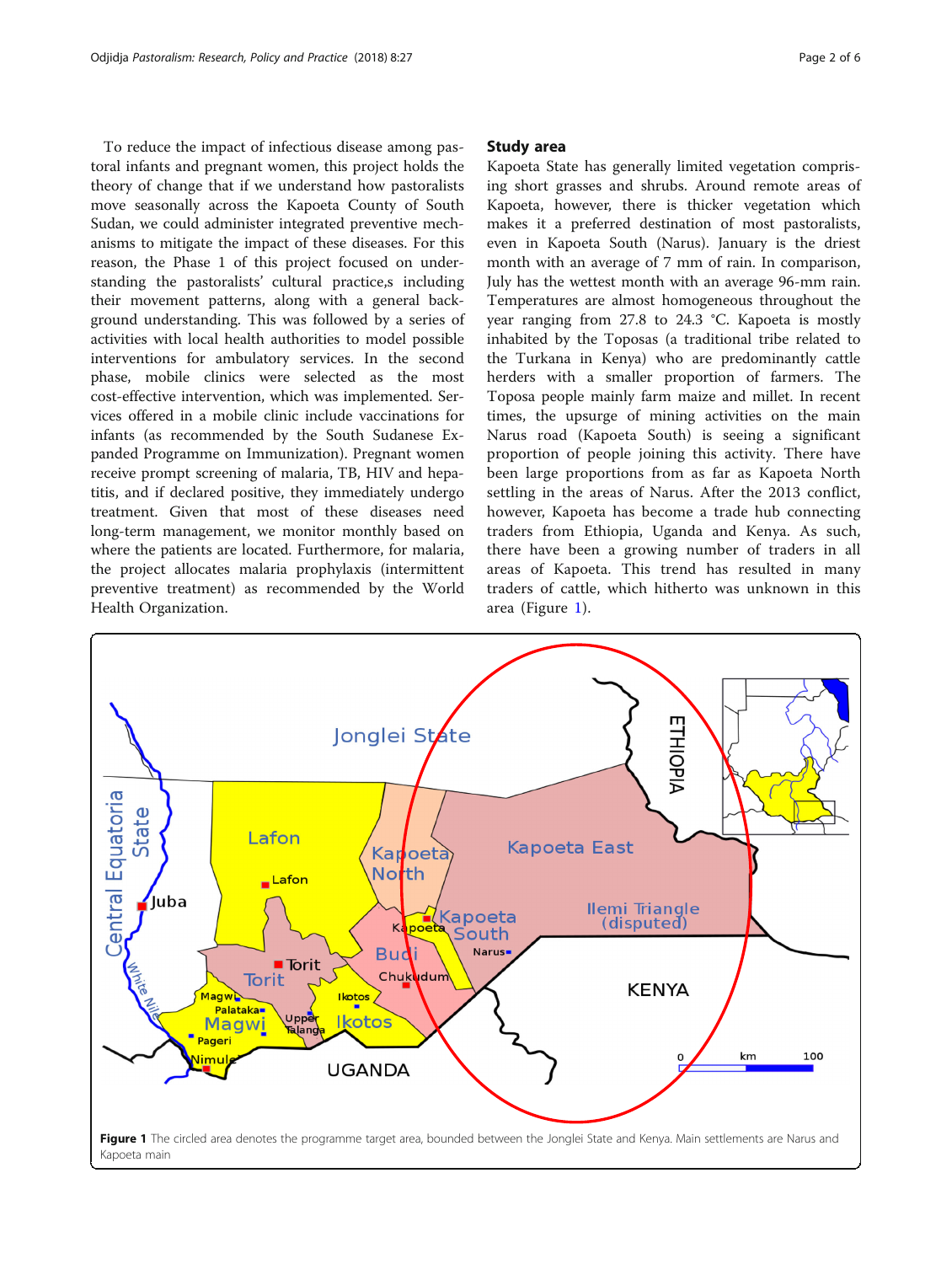To reduce the impact of infectious disease among pastoral infants and pregnant women, this project holds the theory of change that if we understand how pastoralists move seasonally across the Kapoeta County of South Sudan, we could administer integrated preventive mechanisms to mitigate the impact of these diseases. For this reason, the Phase 1 of this project focused on understanding the pastoralists' cultural practice,s including their movement patterns, along with a general background understanding. This was followed by a series of activities with local health authorities to model possible interventions for ambulatory services. In the second phase, mobile clinics were selected as the most cost-effective intervention, which was implemented. Services offered in a mobile clinic include vaccinations for infants (as recommended by the South Sudanese Expanded Programme on Immunization). Pregnant women receive prompt screening of malaria, TB, HIV and hepatitis, and if declared positive, they immediately undergo treatment. Given that most of these diseases need long-term management, we monitor monthly based on where the patients are located. Furthermore, for malaria, the project allocates malaria prophylaxis (intermittent preventive treatment) as recommended by the World Health Organization.

## Study area

Kapoeta State has generally limited vegetation comprising short grasses and shrubs. Around remote areas of Kapoeta, however, there is thicker vegetation which makes it a preferred destination of most pastoralists, even in Kapoeta South (Narus). January is the driest month with an average of 7 mm of rain. In comparison, July has the wettest month with an average 96-mm rain. Temperatures are almost homogeneous throughout the year ranging from 27.8 to 24.3 °C. Kapoeta is mostly inhabited by the Toposas (a traditional tribe related to the Turkana in Kenya) who are predominantly cattle herders with a smaller proportion of farmers. The Toposa people mainly farm maize and millet. In recent times, the upsurge of mining activities on the main Narus road (Kapoeta South) is seeing a significant proportion of people joining this activity. There have been large proportions from as far as Kapoeta North settling in the areas of Narus. After the 2013 conflict, however, Kapoeta has become a trade hub connecting traders from Ethiopia, Uganda and Kenya. As such, there have been a growing number of traders in all areas of Kapoeta. This trend has resulted in many traders of cattle, which hitherto was unknown in this area (Figure 1).

**Figure 1** The circled area denotes the programme target area, bounded between the Jonglei State and Kenya. Main settlements are Narus and Kapoeta main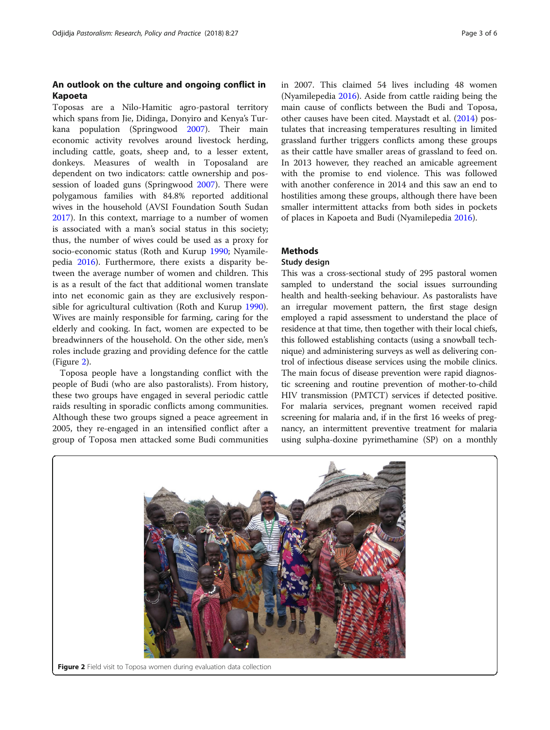## An outlook on the culture and ongoing conflict in Kapoeta

Toposas are a Nilo-Hamitic agro-pastoral territory which spans from Jie, Didinga, Donyiro and Kenya's Turkana population (Springwood 2007). Their main economic activity revolves around livestock herding, including cattle, goats, sheep and, to a lesser extent, donkeys. Measures of wealth in Toposaland are dependent on two indicators: cattle ownership and possession of loaded guns (Springwood 2007). There were polygamous families with 84.8% reported additional wives in the household (AVSI Foundation South Sudan 2017). In this context, marriage to a number of women is associated with a man's social status in this society; thus, the number of wives could be used as a proxy for socio-economic status (Roth and Kurup 1990; Nyamilepedia 2016). Furthermore, there exists a disparity between the average number of women and children. This is as a result of the fact that additional women translate into net economic gain as they are exclusively responsible for agricultural cultivation (Roth and Kurup 1990). Wives are mainly responsible for farming, caring for the elderly and cooking. In fact, women are expected to be breadwinners of the household. On the other side, men's roles include grazing and providing defence for the cattle (Figure 2).

Toposa people have a longstanding conflict with the people of Budi (who are also pastoralists). From history, these two groups have engaged in several periodic cattle raids resulting in sporadic conflicts among communities. Although these two groups signed a peace agreement in 2005, they re-engaged in an intensified conflict after a group of Toposa men attacked some Budi communities in 2007. This claimed 54 lives including 48 women (Nyamilepedia 2016). Aside from cattle raiding being the main cause of conflicts between the Budi and Toposa, other causes have been cited. Maystadt et al. (2014) postulates that increasing temperatures resulting in limited grassland further triggers conflicts among these groups as their cattle have smaller areas of grassland to feed on. In 2013 however, they reached an amicable agreement with the promise to end violence. This was followed with another conference in 2014 and this saw an end to hostilities among these groups, although there have been smaller intermittent attacks from both sides in pockets of places in Kapoeta and Budi (Nyamilepedia 2016).

## Methods

### Study design

This was a cross-sectional study of 295 pastoral women sampled to understand the social issues surrounding health and health-seeking behaviour. As pastoralists have an irregular movement pattern, the first stage design employed a rapid assessment to understand the place of residence at that time, then together with their local chiefs, this followed establishing contacts (using a snowball technique) and administering surveys as well as delivering control of infectious disease services using the mobile clinics. The main focus of disease prevention were rapid diagnostic screening and routine prevention of mother-to-child HIV transmission (PMTCT) services if detected positive. For malaria services, pregnant women received rapid screening for malaria and, if in the first 16 weeks of pregnancy, an intermittent preventive treatment for malaria using sulpha-doxine pyrimethamine (SP) on a monthly

**Figure 2** Field visit to Toposa women during evaluation data collection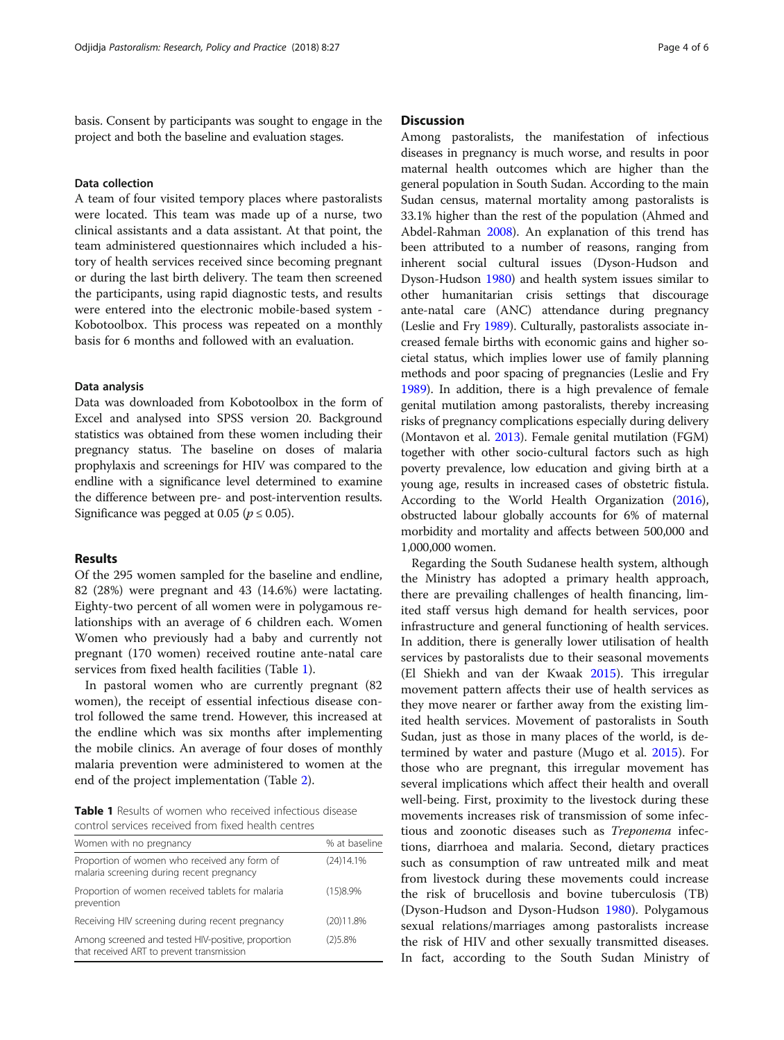basis. Consent by participants was sought to engage in the project and both the baseline and evaluation stages.

### Data collection

A team of four visited tempory places where pastoralists were located. This team was made up of a nurse, two clinical assistants and a data assistant. At that point, the team administered questionnaires which included a history of health services received since becoming pregnant or during the last birth delivery. The team then screened the participants, using rapid diagnostic tests, and results were entered into the electronic mobile-based system - Kobotoolbox. This process was repeated on a monthly basis for 6 months and followed with an evaluation.

### Data analysis

Data was downloaded from Kobotoolbox in the form of Excel and analysed into SPSS version 20. Background statistics was obtained from these women including their pregnancy status. The baseline on doses of malaria prophylaxis and screenings for HIV was compared to the endline with a significance level determined to examine the difference between pre- and post-intervention results. Significance was pegged at 0.05 ($p \leq 0.05$).

## Results

Of the 295 women sampled for the baseline and endline, 82 (28%) were pregnant and 43 (14.6%) were lactating. Eighty-two percent of all women were in polygamous relationships with an average of 6 children each. Women Women who previously had a baby and currently not pregnant (170 women) received routine ante-natal care services from fixed health facilities (Table 1).

In pastoral women who are currently pregnant (82 women), the receipt of essential infectious disease control followed the same trend. However, this increased at the endline which was six months after implementing the mobile clinics. An average of four doses of monthly malaria prevention were administered to women at the end of the project implementation (Table 2).

**Table 1** Results of women who received infectious disease control services received from fixed health centres

| Women with no pregnancy | % at baseline |
|---|---|
| Proportion of women who received any form of malaria screening during recent pregnancy | (24)14.1% |
| Proportion of women received tablets for malaria prevention | (15)8.9% |
| Receiving HIV screening during recent pregnancy | (20)11.8% |
| Among screened and tested HIV-positive, proportion that received ART to prevent transmission | (2)5.8% |

## Discussion

Among pastoralists, the manifestation of infectious diseases in pregnancy is much worse, and results in poor maternal health outcomes which are higher than the general population in South Sudan. According to the main Sudan census, maternal mortality among pastoralists is 33.1% higher than the rest of the population (Ahmed and Abdel-Rahman 2008). An explanation of this trend has been attributed to a number of reasons, ranging from inherent social cultural issues (Dyson-Hudson and Dyson-Hudson 1980) and health system issues similar to other humanitarian crisis settings that discourage ante-natal care (ANC) attendance during pregnancy (Leslie and Fry 1989). Culturally, pastoralists associate increased female births with economic gains and higher societal status, which implies lower use of family planning methods and poor spacing of pregnancies (Leslie and Fry 1989). In addition, there is a high prevalence of female genital mutilation among pastoralists, thereby increasing risks of pregnancy complications especially during delivery (Montavon et al. 2013). Female genital mutilation (FGM) together with other socio-cultural factors such as high poverty prevalence, low education and giving birth at a young age, results in increased cases of obstetric fistula. According to the World Health Organization (2016), obstructed labour globally accounts for 6% of maternal morbidity and mortality and affects between 500,000 and 1,000,000 women.

Regarding the South Sudanese health system, although the Ministry has adopted a primary health approach, there are prevailing challenges of health financing, limited staff versus high demand for health services, poor infrastructure and general functioning of health services. In addition, there is generally lower utilisation of health services by pastoralists due to their seasonal movements (El Shiekh and van der Kwaak 2015). This irregular movement pattern affects their use of health services as they move nearer or farther away from the existing limited health services. Movement of pastoralists in South Sudan, just as those in many places of the world, is determined by water and pasture (Mugo et al. 2015). For those who are pregnant, this irregular movement has several implications which affect their health and overall well-being. First, proximity to the livestock during these movements increases risk of transmission of some infectious and zoonotic diseases such as *Treponema* infections, diarrhoea and malaria. Second, dietary practices such as consumption of raw untreated milk and meat from livestock during these movements could increase the risk of brucellosis and bovine tuberculosis (TB) (Dyson-Hudson and Dyson-Hudson 1980). Polygamous sexual relations/marriages among pastoralists increase the risk of HIV and other sexually transmitted diseases. In fact, according to the South Sudan Ministry of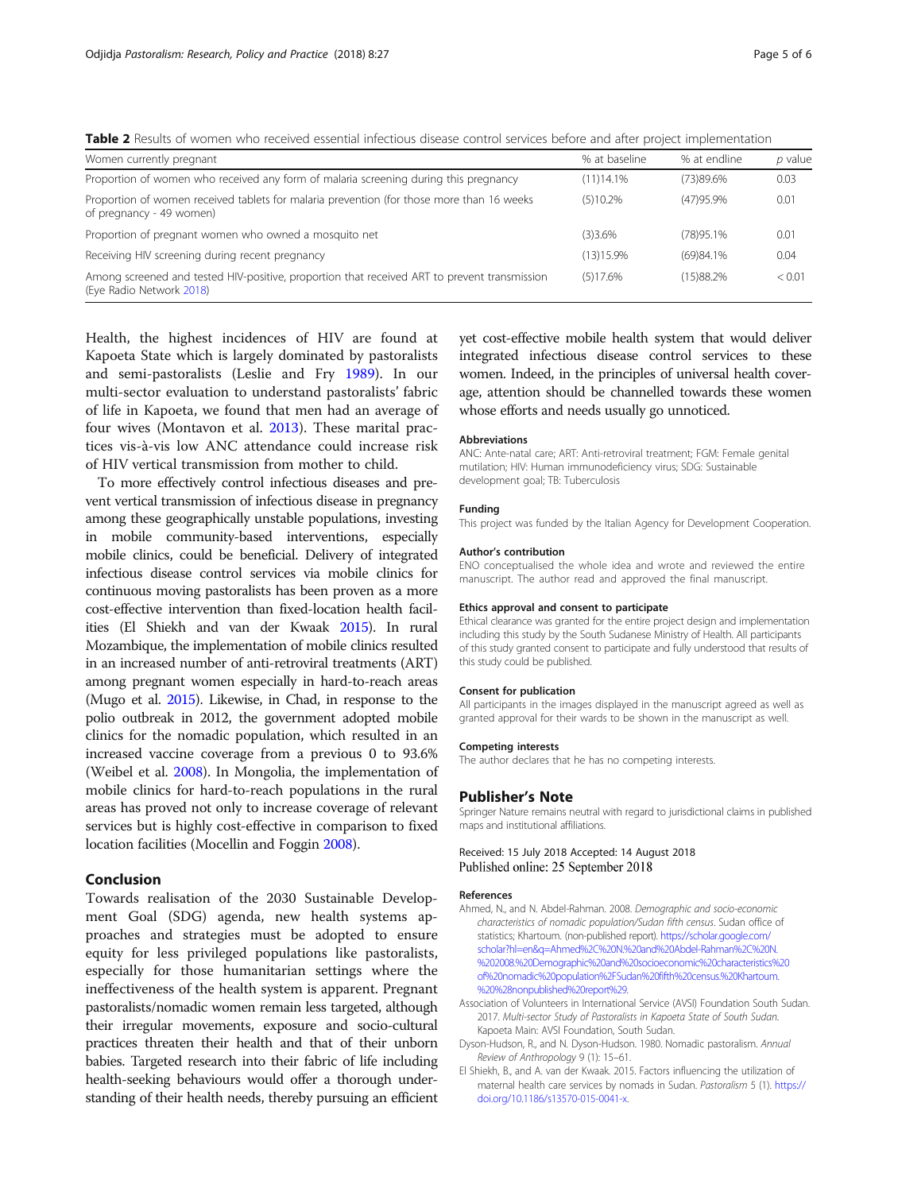**Table 2** Results of women who received essential infectious disease control services before and after project implementation

| Women currently pregnant | % at baseline | % at endline | *p* value |
|---|---|---|---|
| Proportion of women who received any form of malaria screening during this pregnancy | (11)14.1% | (73)89.6% | 0.03 |
| Proportion of women received tablets for malaria prevention (for those more than 16 weeks of pregnancy - 49 women) | (5)10.2% | (47)95.9% | 0.01 |
| Proportion of pregnant women who owned a mosquito net | (3)3.6% | (78)95.1% | 0.01 |
| Receiving HIV screening during recent pregnancy | (13)15.9% | (69)84.1% | 0.04 |
| Among screened and tested HIV-positive, proportion that received ART to prevent transmission (Eye Radio Network 2018) | (5)17.6% | (15)88.2% | < 0.01 |

Health, the highest incidences of HIV are found at Kapoeta State which is largely dominated by pastoralists and semi-pastoralists (Leslie and Fry 1989). In our multi-sector evaluation to understand pastoralists' fabric of life in Kapoeta, we found that men had an average of four wives (Montavon et al. 2013). These marital practices vis-à-vis low ANC attendance could increase risk of HIV vertical transmission from mother to child.

To more effectively control infectious diseases and prevent vertical transmission of infectious disease in pregnancy among these geographically unstable populations, investing in mobile community-based interventions, especially mobile clinics, could be beneficial. Delivery of integrated infectious disease control services via mobile clinics for continuous moving pastoralists has been proven as a more cost-effective intervention than fixed-location health facilities (El Shiekh and van der Kwaak 2015). In rural Mozambique, the implementation of mobile clinics resulted in an increased number of anti-retroviral treatments (ART) among pregnant women especially in hard-to-reach areas (Mugo et al. 2015). Likewise, in Chad, in response to the polio outbreak in 2012, the government adopted mobile clinics for the nomadic population, which resulted in an increased vaccine coverage from a previous 0 to 93.6% (Weibel et al. 2008). In Mongolia, the implementation of mobile clinics for hard-to-reach populations in the rural areas has proved not only to increase coverage of relevant services but is highly cost-effective in comparison to fixed location facilities (Mocellin and Foggin 2008).

## Conclusion

Towards realisation of the 2030 Sustainable Development Goal (SDG) agenda, new health systems approaches and strategies must be adopted to ensure equity for less privileged populations like pastoralists, especially for those humanitarian settings where the ineffectiveness of the health system is apparent. Pregnant pastoralists/nomadic women remain less targeted, although their irregular movements, exposure and socio-cultural practices threaten their health and that of their unborn babies. Targeted research into their fabric of life including health-seeking behaviours would offer a thorough understanding of their health needs, thereby pursuing an efficient yet cost-effective mobile health system that would deliver integrated infectious disease control services to these women. Indeed, in the principles of universal health coverage, attention should be channelled towards these women whose efforts and needs usually go unnoticed.

#### Abbreviations

ANC: Ante-natal care; ART: Anti-retroviral treatment; FGM: Female genital mutilation; HIV: Human immunodeficiency virus; SDG: Sustainable development goal; TB: Tuberculosis

#### Funding

This project was funded by the Italian Agency for Development Cooperation.

#### Author's contribution

ENO conceptualised the whole idea and wrote and reviewed the entire manuscript. The author read and approved the final manuscript.

#### Ethics approval and consent to participate

Ethical clearance was granted for the entire project design and implementation including this study by the South Sudanese Ministry of Health. All participants of this study granted consent to participate and fully understood that results of this study could be published.

#### Consent for publication

All participants in the images displayed in the manuscript agreed as well as granted approval for their wards to be shown in the manuscript as well.

#### Competing interests

The author declares that he has no competing interests.

### Publisher's Note

Springer Nature remains neutral with regard to jurisdictional claims in published maps and institutional affiliations.

Received: 15 July 2018 Accepted: 14 August 2018
Published online: 25 September 2018

#### References

Ahmed, N., and N. Abdel-Rahman. 2008. *Demographic and socio-economic characteristics of nomadic population/Sudan fifth census*. Sudan office of statistics; Khartoum. (non-published report). https://scholar.google.com/scholar?hl=en&q=Ahmed%2C%20N.%20and%20Abdel-Rahman%2C%20N.%202008.%20Demographic%20and%20socioeconomic%20characteristics%20of%20nomadic%20population%2FSudan%20fifth%20census.%20Khartoum.%20%28nonpublished%20report%29.

Association of Volunteers in International Service (AVSI) Foundation South Sudan. 2017. *Multi-sector Study of Pastoralists in Kapoeta State of South Sudan*. Kapoeta Main: AVSI Foundation, South Sudan.

Dyson-Hudson, R., and N. Dyson-Hudson. 1980. Nomadic pastoralism. *Annual Review of Anthropology* 9 (1): 15–61.

El Shiekh, B., and A. van der Kwaak. 2015. Factors influencing the utilization of maternal health care services by nomads in Sudan. *Pastoralism* 5 (1). https://doi.org/10.1186/s13570-015-0041-x.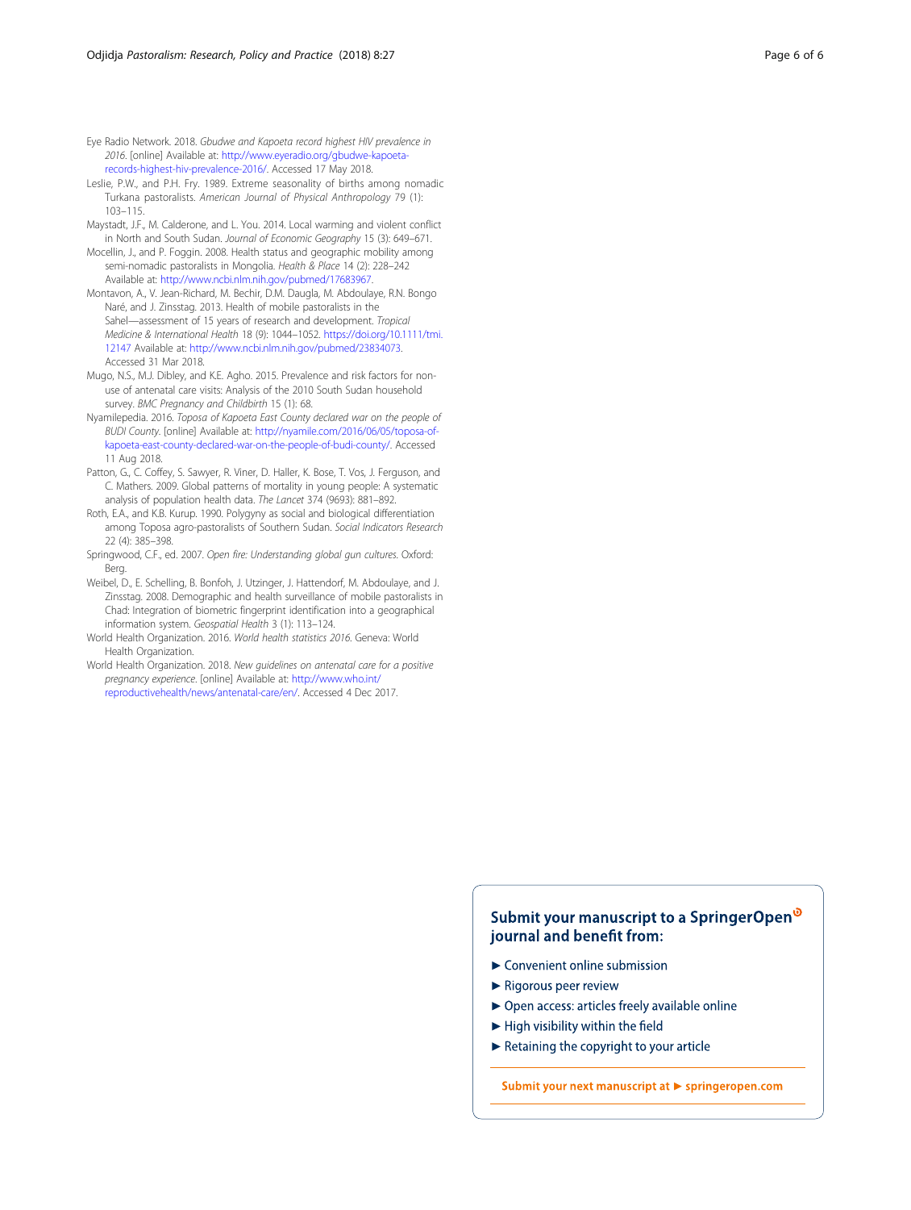Eye Radio Network. 2018. *Gbudwe and Kapoeta record highest HIV prevalence in 2016*. [online] Available at: http://www.eyeradio.org/gbudwe-kapoeta-records-highest-hiv-prevalence-2016/. Accessed 17 May 2018.

Leslie, P.W., and P.H. Fry. 1989. Extreme seasonality of births among nomadic Turkana pastoralists. *American Journal of Physical Anthropology* 79 (1): 103–115.

Maystadt, J.F., M. Calderone, and L. You. 2014. Local warming and violent conflict in North and South Sudan. *Journal of Economic Geography* 15 (3): 649–671.

Mocellin, J., and P. Foggin. 2008. Health status and geographic mobility among semi-nomadic pastoralists in Mongolia. *Health & Place* 14 (2): 228–242 Available at: http://www.ncbi.nlm.nih.gov/pubmed/17683967.

Montavon, A., V. Jean-Richard, M. Bechir, D.M. Daugla, M. Abdoulaye, R.N. Bongo Naré, and J. Zinsstag. 2013. Health of mobile pastoralists in the Sahel—assessment of 15 years of research and development. *Tropical Medicine & International Health* 18 (9): 1044–1052. https://doi.org/10.1111/tmi.12147 Available at: http://www.ncbi.nlm.nih.gov/pubmed/23834073. Accessed 31 Mar 2018.

Mugo, N.S., M.J. Dibley, and K.E. Agho. 2015. Prevalence and risk factors for non-use of antenatal care visits: Analysis of the 2010 South Sudan household survey. *BMC Pregnancy and Childbirth* 15 (1): 68.

Nyamilepedia. 2016. *Toposa of Kapoeta East County declared war on the people of BUDI County*. [online] Available at: http://nyamile.com/2016/06/05/toposa-of-kapoeta-east-county-declared-war-on-the-people-of-budi-county/. Accessed 11 Aug 2018.

Patton, G., C. Coffey, S. Sawyer, R. Viner, D. Haller, K. Bose, T. Vos, J. Ferguson, and C. Mathers. 2009. Global patterns of mortality in young people: A systematic analysis of population health data. *The Lancet* 374 (9693): 881–892.

Roth, E.A., and K.B. Kurup. 1990. Polygyny as social and biological differentiation among Toposa agro-pastoralists of Southern Sudan. *Social Indicators Research* 22 (4): 385–398.

Springwood, C.F., ed. 2007. *Open fire: Understanding global gun cultures*. Oxford: Berg.

Weibel, D., E. Schelling, B. Bonfoh, J. Utzinger, J. Hattendorf, M. Abdoulaye, and J. Zinsstag. 2008. Demographic and health surveillance of mobile pastoralists in Chad: Integration of biometric fingerprint identification into a geographical information system. *Geospatial Health* 3 (1): 113–124.

World Health Organization. 2016. *World health statistics 2016*. Geneva: World Health Organization.

World Health Organization. 2018. *New guidelines on antenatal care for a positive pregnancy experience*. [online] Available at: http://www.who.int/reproductivehealth/news/antenatal-care/en/. Accessed 4 Dec 2017.

**Submit your manuscript to a SpringerOpen journal and benefit from:**

- ► Convenient online submission
- ► Rigorous peer review
- ► Open access: articles freely available online
- ► High visibility within the field
- ► Retaining the copyright to your article

**Submit your next manuscript at ► springeropen.com**